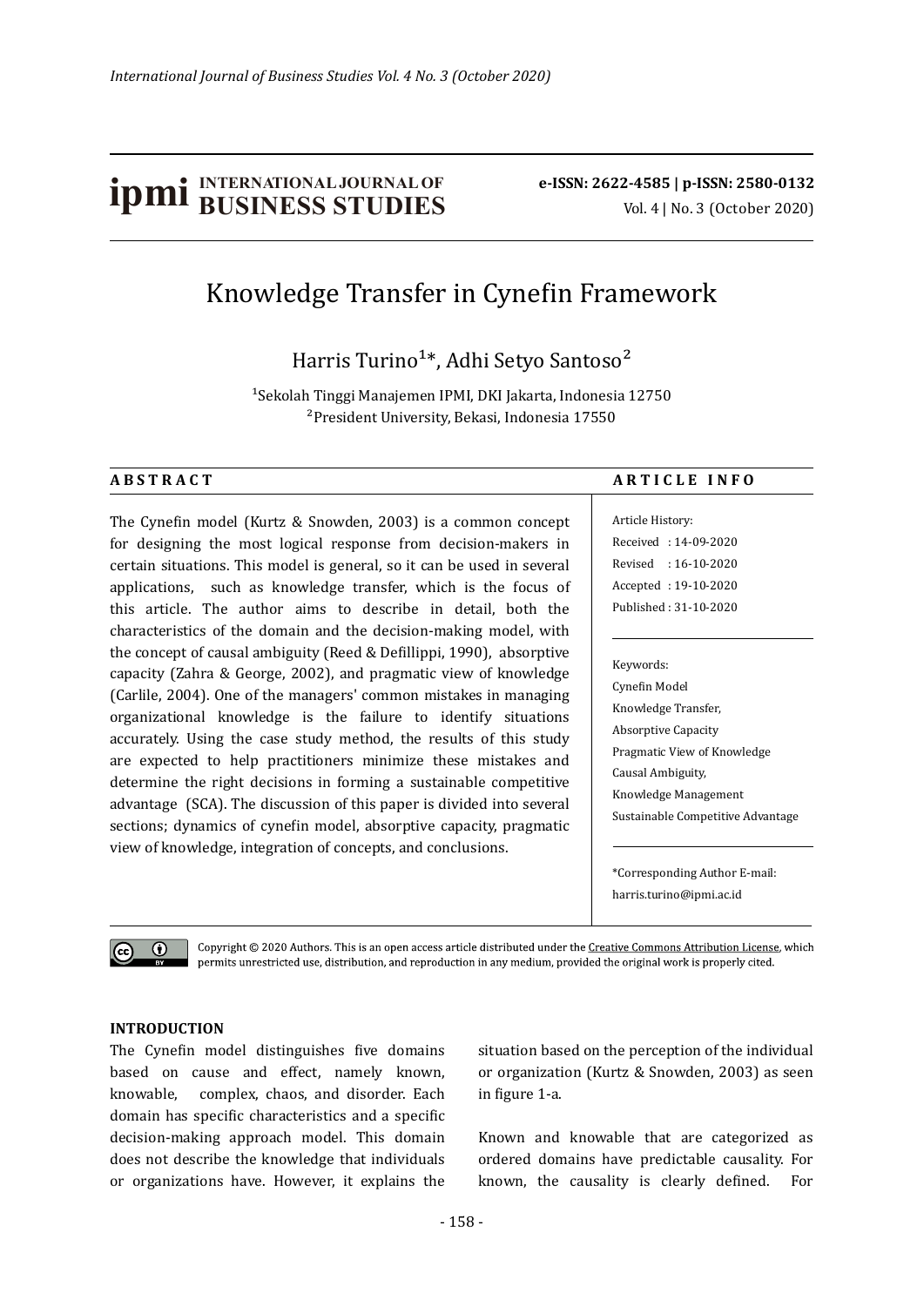**ipmi** INTERNATIONAL JOURNAL OF BUSINESS STUDIES

e-ISSN: 2622-4585 | p-ISSN: 2580-0132
Vol. 4 | No. 3 (October 2020)

# Knowledge Transfer in Cynefin Framework

Harris Turino[1]*, Adhi Setyo Santoso[2]

[1]Sekolah Tinggi Manajemen IPMI, DKI Jakarta, Indonesia 12750
[2]President University, Bekasi, Indonesia 17550

## ABSTRACT

The Cynefin model (Kurtz & Snowden, 2003) is a common concept for designing the most logical response from decision-makers in certain situations. This model is general, so it can be used in several applications, such as knowledge transfer, which is the focus of this article. The author aims to describe in detail, both the characteristics of the domain and the decision-making model, with the concept of causal ambiguity (Reed & Defillippi, 1990), absorptive capacity (Zahra & George, 2002), and pragmatic view of knowledge (Carlile, 2004). One of the managers' common mistakes in managing organizational knowledge is the failure to identify situations accurately. Using the case study method, the results of this study are expected to help practitioners minimize these mistakes and determine the right decisions in forming a sustainable competitive advantage (SCA). The discussion of this paper is divided into several sections; dynamics of cynefin model, absorptive capacity, pragmatic view of knowledge, integration of concepts, and conclusions.

## ARTICLE INFO

Article History:
Received : 14-09-2020
Revised : 16-10-2020
Accepted : 19-10-2020
Published : 31-10-2020

Keywords:
Cynefin Model
Knowledge Transfer,
Absorptive Capacity
Pragmatic View of Knowledge
Causal Ambiguity,
Knowledge Management
Sustainable Competitive Advantage

*Corresponding Author E-mail: harris.turino@ipmi.ac.id

Copyright © 2020 Authors. This is an open access article distributed under the Creative Commons Attribution License, which permits unrestricted use, distribution, and reproduction in any medium, provided the original work is properly cited.

## INTRODUCTION

The Cynefin model distinguishes five domains based on cause and effect, namely known, knowable, complex, chaos, and disorder. Each domain has specific characteristics and a specific decision-making approach model. This domain does not describe the knowledge that individuals or organizations have. However, it explains the situation based on the perception of the individual or organization (Kurtz & Snowden, 2003) as seen in figure 1-a.

Known and knowable that are categorized as ordered domains have predictable causality. For known, the causality is clearly defined. For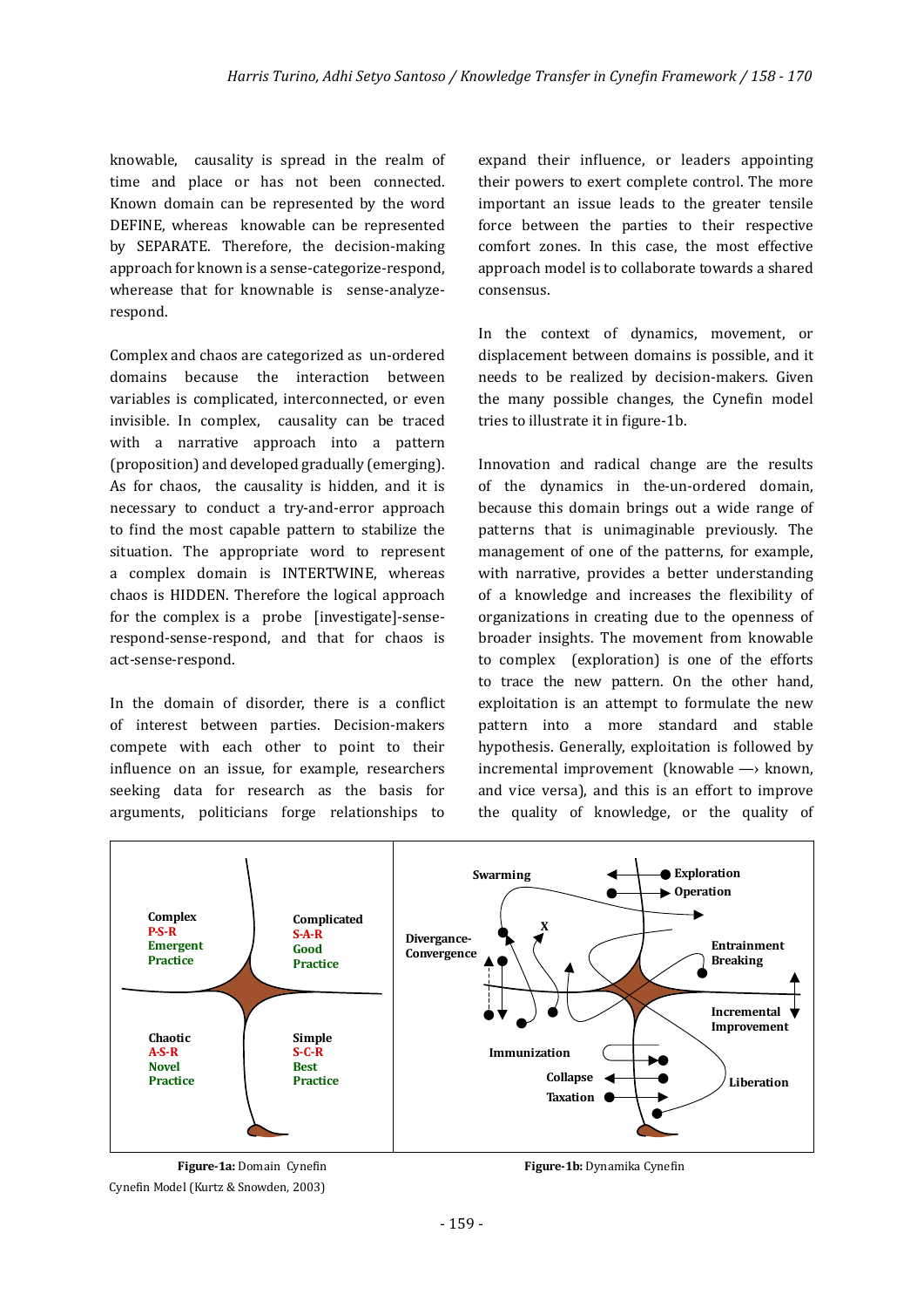knowable, causality is spread in the realm of time and place or has not been connected. Known domain can be represented by the word DEFINE, whereas knowable can be represented by SEPARATE. Therefore, the decision-making approach for known is a sense-categorize-respond, wherease that for knownable is sense-analyze-respond.

Complex and chaos are categorized as un-ordered domains because the interaction between variables is complicated, interconnected, or even invisible. In complex, causality can be traced with a narrative approach into a pattern (proposition) and developed gradually (emerging). As for chaos, the causality is hidden, and it is necessary to conduct a try-and-error approach to find the most capable pattern to stabilize the situation. The appropriate word to represent a complex domain is INTERTWINE, whereas chaos is HIDDEN. Therefore the logical approach for the complex is a probe [investigate]-sense-respond-sense-respond, and that for chaos is act-sense-respond.

In the domain of disorder, there is a conflict of interest between parties. Decision-makers compete with each other to point to their influence on an issue, for example, researchers seeking data for research as the basis for arguments, politicians forge relationships to expand their influence, or leaders appointing their powers to exert complete control. The more important an issue leads to the greater tensile force between the parties to their respective comfort zones. In this case, the most effective approach model is to collaborate towards a shared consensus.

In the context of dynamics, movement, or displacement between domains is possible, and it needs to be realized by decision-makers. Given the many possible changes, the Cynefin model tries to illustrate it in figure-1b.

Innovation and radical change are the results of the dynamics in the-un-ordered domain, because this domain brings out a wide range of patterns that is unimaginable previously. The management of one of the patterns, for example, with narrative, provides a better understanding of a knowledge and increases the flexibility of organizations in creating due to the openness of broader insights. The movement from knowable to complex (exploration) is one of the efforts to trace the new pattern. On the other hand, exploitation is an attempt to formulate the new pattern into a more standard and stable hypothesis. Generally, exploitation is followed by incremental improvement (knowable —› known, and vice versa), and this is an effort to improve the quality of knowledge, or the quality of

| Complex<br>P-S-R<br>Emergent<br>Practice | Complicated<br>S-A-R<br>Good<br>Practice |
|---|---|
| Chaotic<br>A-S-R<br>Novel<br>Practice | Simple<br>S-C-R<br>Best<br>Practice |

**Figure-1a:** Domain Cynefin

Swarming, Exploration, Operation, X, Divergance-Convergence, Entrainment Breaking, Incremental Improvement, Immunization, Collapse, Taxation, Liberation

**Figure-1b:** Dynamika Cynefin

Cynefin Model (Kurtz & Snowden, 2003)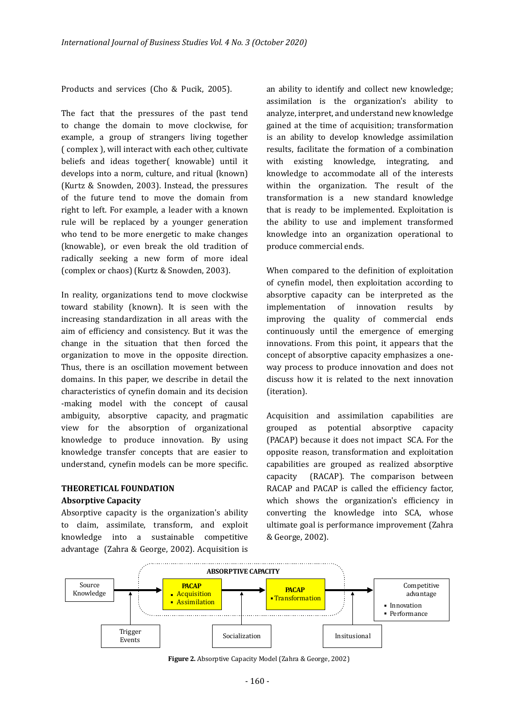Products and services (Cho & Pucik, 2005).

The fact that the pressures of the past tend to change the domain to move clockwise, for example, a group of strangers living together ( complex ), will interact with each other, cultivate beliefs and ideas together( knowable) until it develops into a norm, culture, and ritual (known) (Kurtz & Snowden, 2003). Instead, the pressures of the future tend to move the domain from right to left. For example, a leader with a known rule will be replaced by a younger generation who tend to be more energetic to make changes (knowable), or even break the old tradition of radically seeking a new form of more ideal (complex or chaos) (Kurtz & Snowden, 2003).

In reality, organizations tend to move clockwise toward stability (known). It is seen with the increasing standardization in all areas with the aim of efficiency and consistency. But it was the change in the situation that then forced the organization to move in the opposite direction. Thus, there is an oscillation movement between domains. In this paper, we describe in detail the characteristics of cynefin domain and its decision -making model with the concept of causal ambiguity, absorptive capacity, and pragmatic view for the absorption of organizational knowledge to produce innovation. By using knowledge transfer concepts that are easier to understand, cynefin models can be more specific.

## THEORETICAL FOUNDATION

### Absorptive Capacity

Absorptive capacity is the organization's ability to claim, assimilate, transform, and exploit knowledge into a sustainable competitive advantage (Zahra & George, 2002). Acquisition is an ability to identify and collect new knowledge; assimilation is the organization's ability to analyze, interpret, and understand new knowledge gained at the time of acquisition; transformation is an ability to develop knowledge assimilation results, facilitate the formation of a combination with existing knowledge, integrating, and knowledge to accommodate all of the interests within the organization. The result of the transformation is a new standard knowledge that is ready to be implemented. Exploitation is the ability to use and implement transformed knowledge into an organization operational to produce commercial ends.

When compared to the definition of exploitation of cynefin model, then exploitation according to absorptive capacity can be interpreted as the implementation of innovation results by improving the quality of commercial ends continuously until the emergence of emerging innovations. From this point, it appears that the concept of absorptive capacity emphasizes a one-way process to produce innovation and does not discuss how it is related to the next innovation (iteration).

Acquisition and assimilation capabilities are grouped as potential absorptive capacity (PACAP) because it does not impact SCA. For the opposite reason, transformation and exploitation capabilities are grouped as realized absorptive capacity (RACAP). The comparison between RACAP and PACAP is called the efficiency factor, which shows the organization's efficiency in converting the knowledge into SCA, whose ultimate goal is performance improvement (Zahra & George, 2002).

ABSORPTIVE CAPACITY

Source Knowledge → PACAP (▪ Acquisition ▪ Assimilation) → PACAP (▪ Transformation) → Competitive advantage (▪ Innovation ▪ Performance)

Trigger Events; Socialization; Insitusional

**Figure 2.** Absorptive Capacity Model (Zahra & George, 2002)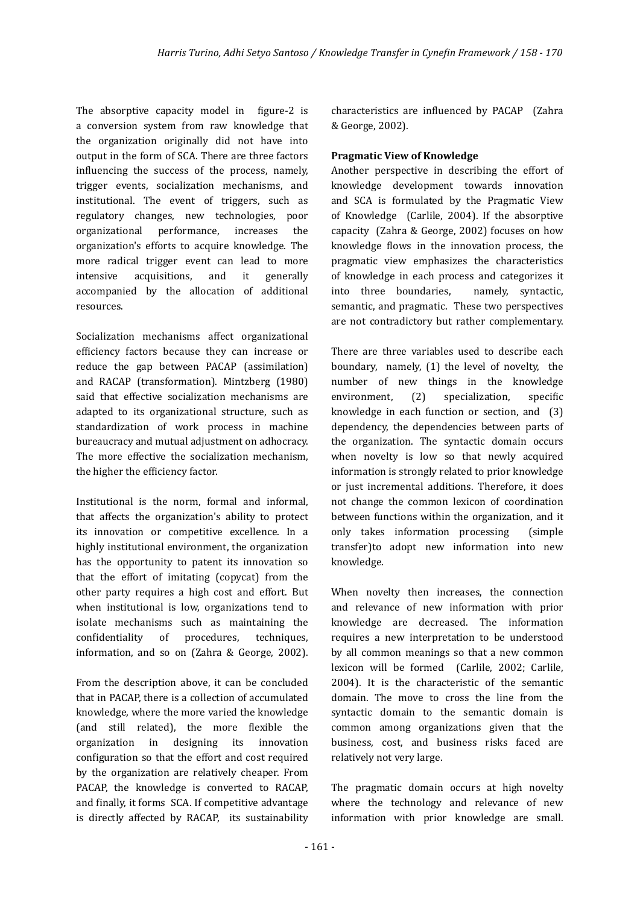The absorptive capacity model in figure-2 is a conversion system from raw knowledge that the organization originally did not have into output in the form of SCA. There are three factors influencing the success of the process, namely, trigger events, socialization mechanisms, and institutional. The event of triggers, such as regulatory changes, new technologies, poor organizational performance, increases the organization's efforts to acquire knowledge. The more radical trigger event can lead to more intensive acquisitions, and it generally accompanied by the allocation of additional resources.

Socialization mechanisms affect organizational efficiency factors because they can increase or reduce the gap between PACAP (assimilation) and RACAP (transformation). Mintzberg (1980) said that effective socialization mechanisms are adapted to its organizational structure, such as standardization of work process in machine bureaucracy and mutual adjustment on adhocracy. The more effective the socialization mechanism, the higher the efficiency factor.

Institutional is the norm, formal and informal, that affects the organization's ability to protect its innovation or competitive excellence. In a highly institutional environment, the organization has the opportunity to patent its innovation so that the effort of imitating (copycat) from the other party requires a high cost and effort. But when institutional is low, organizations tend to isolate mechanisms such as maintaining the confidentiality of procedures, techniques, information, and so on (Zahra & George, 2002).

From the description above, it can be concluded that in PACAP, there is a collection of accumulated knowledge, where the more varied the knowledge (and still related), the more flexible the organization in designing its innovation configuration so that the effort and cost required by the organization are relatively cheaper. From PACAP, the knowledge is converted to RACAP, and finally, it forms SCA. If competitive advantage is directly affected by RACAP, its sustainability characteristics are influenced by PACAP (Zahra & George, 2002).

**Pragmatic View of Knowledge**

Another perspective in describing the effort of knowledge development towards innovation and SCA is formulated by the Pragmatic View of Knowledge (Carlile, 2004). If the absorptive capacity (Zahra & George, 2002) focuses on how knowledge flows in the innovation process, the pragmatic view emphasizes the characteristics of knowledge in each process and categorizes it into three boundaries, namely, syntactic, semantic, and pragmatic. These two perspectives are not contradictory but rather complementary.

There are three variables used to describe each boundary, namely, (1) the level of novelty, the number of new things in the knowledge environment, (2) specialization, specific knowledge in each function or section, and (3) dependency, the dependencies between parts of the organization. The syntactic domain occurs when novelty is low so that newly acquired information is strongly related to prior knowledge or just incremental additions. Therefore, it does not change the common lexicon of coordination between functions within the organization, and it only takes information processing (simple transfer)to adopt new information into new knowledge.

When novelty then increases, the connection and relevance of new information with prior knowledge are decreased. The information requires a new interpretation to be understood by all common meanings so that a new common lexicon will be formed (Carlile, 2002; Carlile, 2004). It is the characteristic of the semantic domain. The move to cross the line from the syntactic domain to the semantic domain is common among organizations given that the business, cost, and business risks faced are relatively not very large.

The pragmatic domain occurs at high novelty where the technology and relevance of new information with prior knowledge are small.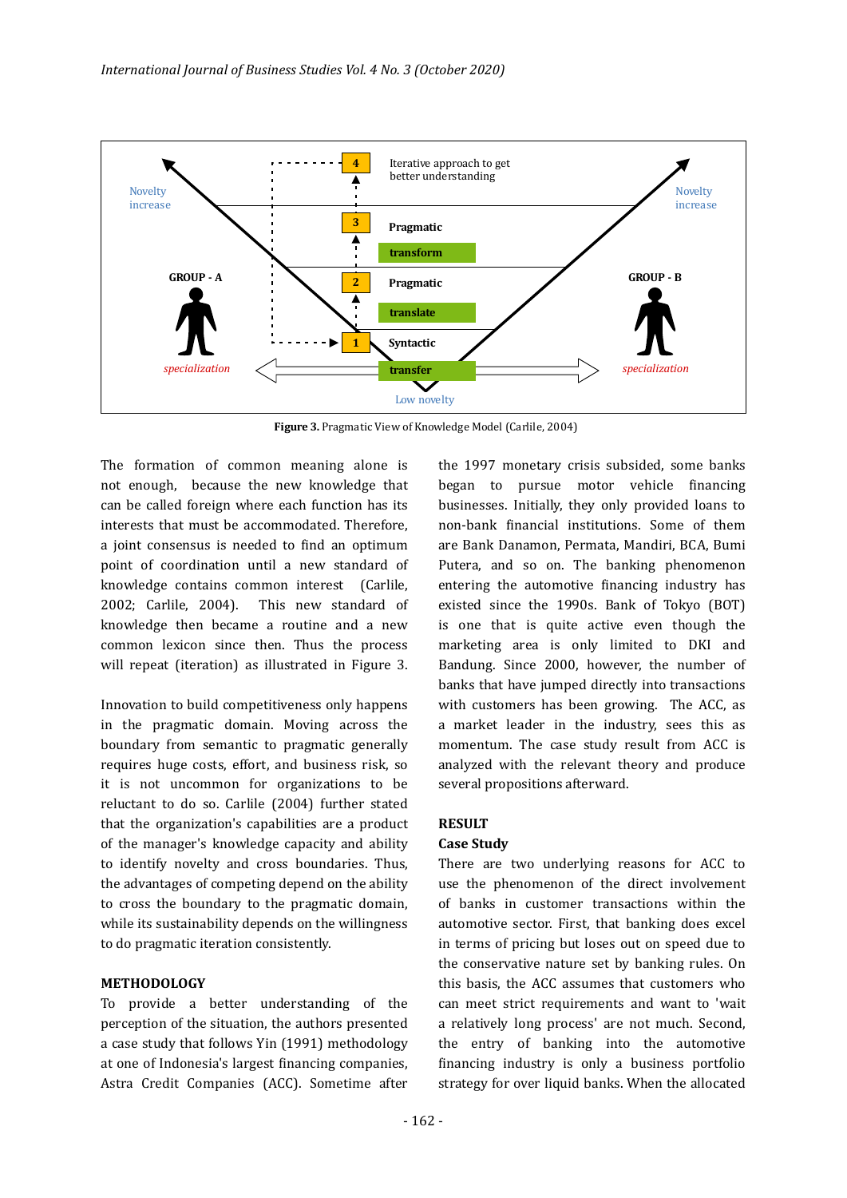**Figure 3.** Pragmatic View of Knowledge Model (Carlile, 2004)

The formation of common meaning alone is not enough, because the new knowledge that can be called foreign where each function has its interests that must be accommodated. Therefore, a joint consensus is needed to find an optimum point of coordination until a new standard of knowledge contains common interest (Carlile, 2002; Carlile, 2004). This new standard of knowledge then became a routine and a new common lexicon since then. Thus the process will repeat (iteration) as illustrated in Figure 3.

Innovation to build competitiveness only happens in the pragmatic domain. Moving across the boundary from semantic to pragmatic generally requires huge costs, effort, and business risk, so it is not uncommon for organizations to be reluctant to do so. Carlile (2004) further stated that the organization's capabilities are a product of the manager's knowledge capacity and ability to identify novelty and cross boundaries. Thus, the advantages of competing depend on the ability to cross the boundary to the pragmatic domain, while its sustainability depends on the willingness to do pragmatic iteration consistently.

## METHODOLOGY

To provide a better understanding of the perception of the situation, the authors presented a case study that follows Yin (1991) methodology at one of Indonesia's largest financing companies, Astra Credit Companies (ACC). Sometime after the 1997 monetary crisis subsided, some banks began to pursue motor vehicle financing businesses. Initially, they only provided loans to non-bank financial institutions. Some of them are Bank Danamon, Permata, Mandiri, BCA, Bumi Putera, and so on. The banking phenomenon entering the automotive financing industry has existed since the 1990s. Bank of Tokyo (BOT) is one that is quite active even though the marketing area is only limited to DKI and Bandung. Since 2000, however, the number of banks that have jumped directly into transactions with customers has been growing. The ACC, as a market leader in the industry, sees this as momentum. The case study result from ACC is analyzed with the relevant theory and produce several propositions afterward.

## RESULT

### Case Study

There are two underlying reasons for ACC to use the phenomenon of the direct involvement of banks in customer transactions within the automotive sector. First, that banking does excel in terms of pricing but loses out on speed due to the conservative nature set by banking rules. On this basis, the ACC assumes that customers who can meet strict requirements and want to 'wait a relatively long process' are not much. Second, the entry of banking into the automotive financing industry is only a business portfolio strategy for over liquid banks. When the allocated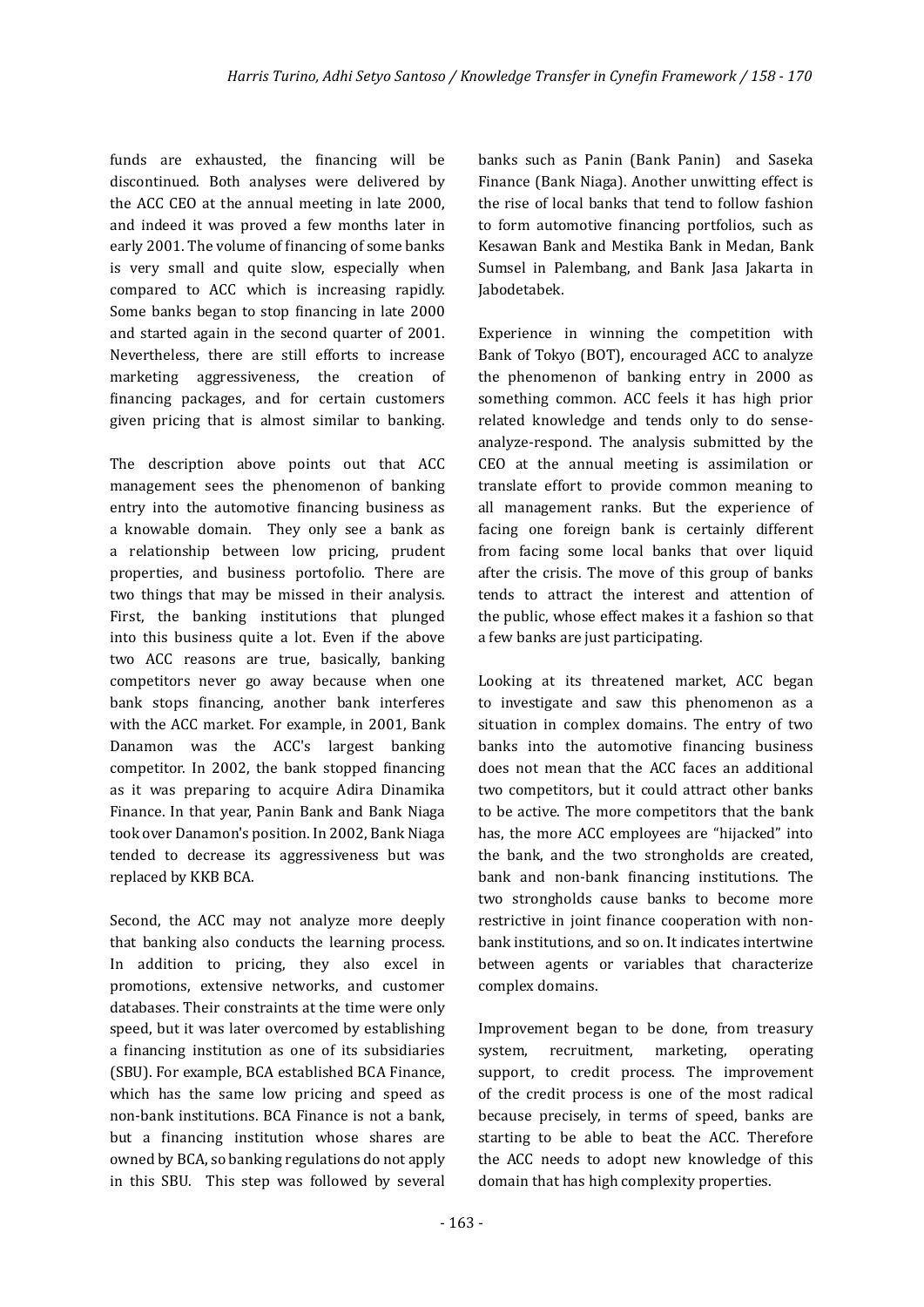funds are exhausted, the financing will be discontinued. Both analyses were delivered by the ACC CEO at the annual meeting in late 2000, and indeed it was proved a few months later in early 2001. The volume of financing of some banks is very small and quite slow, especially when compared to ACC which is increasing rapidly. Some banks began to stop financing in late 2000 and started again in the second quarter of 2001. Nevertheless, there are still efforts to increase marketing aggressiveness, the creation of financing packages, and for certain customers given pricing that is almost similar to banking.

The description above points out that ACC management sees the phenomenon of banking entry into the automotive financing business as a knowable domain. They only see a bank as a relationship between low pricing, prudent properties, and business portofolio. There are two things that may be missed in their analysis. First, the banking institutions that plunged into this business quite a lot. Even if the above two ACC reasons are true, basically, banking competitors never go away because when one bank stops financing, another bank interferes with the ACC market. For example, in 2001, Bank Danamon was the ACC's largest banking competitor. In 2002, the bank stopped financing as it was preparing to acquire Adira Dinamika Finance. In that year, Panin Bank and Bank Niaga took over Danamon's position. In 2002, Bank Niaga tended to decrease its aggressiveness but was replaced by KKB BCA.

Second, the ACC may not analyze more deeply that banking also conducts the learning process. In addition to pricing, they also excel in promotions, extensive networks, and customer databases. Their constraints at the time were only speed, but it was later overcomed by establishing a financing institution as one of its subsidiaries (SBU). For example, BCA established BCA Finance, which has the same low pricing and speed as non-bank institutions. BCA Finance is not a bank, but a financing institution whose shares are owned by BCA, so banking regulations do not apply in this SBU. This step was followed by several banks such as Panin (Bank Panin) and Saseka Finance (Bank Niaga). Another unwitting effect is the rise of local banks that tend to follow fashion to form automotive financing portfolios, such as Kesawan Bank and Mestika Bank in Medan, Bank Sumsel in Palembang, and Bank Jasa Jakarta in Jabodetabek.

Experience in winning the competition with Bank of Tokyo (BOT), encouraged ACC to analyze the phenomenon of banking entry in 2000 as something common. ACC feels it has high prior related knowledge and tends only to do sense-analyze-respond. The analysis submitted by the CEO at the annual meeting is assimilation or translate effort to provide common meaning to all management ranks. But the experience of facing one foreign bank is certainly different from facing some local banks that over liquid after the crisis. The move of this group of banks tends to attract the interest and attention of the public, whose effect makes it a fashion so that a few banks are just participating.

Looking at its threatened market, ACC began to investigate and saw this phenomenon as a situation in complex domains. The entry of two banks into the automotive financing business does not mean that the ACC faces an additional two competitors, but it could attract other banks to be active. The more competitors that the bank has, the more ACC employees are "hijacked" into the bank, and the two strongholds are created, bank and non-bank financing institutions. The two strongholds cause banks to become more restrictive in joint finance cooperation with non-bank institutions, and so on. It indicates intertwine between agents or variables that characterize complex domains.

Improvement began to be done, from treasury system, recruitment, marketing, operating support, to credit process. The improvement of the credit process is one of the most radical because precisely, in terms of speed, banks are starting to be able to beat the ACC. Therefore the ACC needs to adopt new knowledge of this domain that has high complexity properties.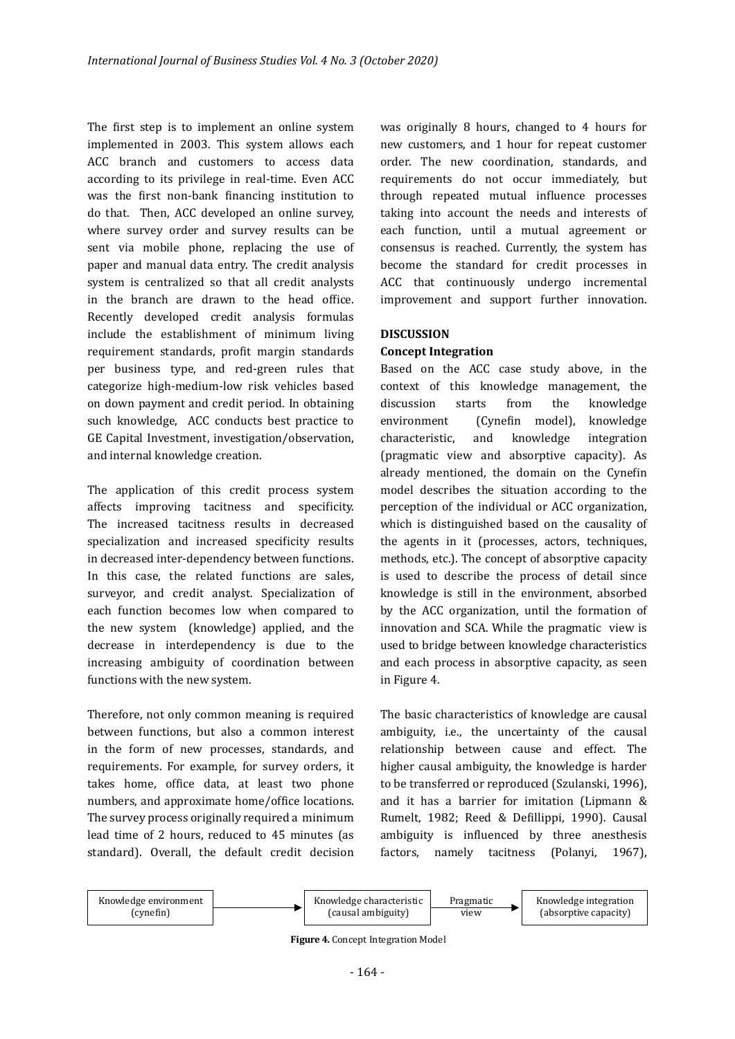The first step is to implement an online system implemented in 2003. This system allows each ACC branch and customers to access data according to its privilege in real-time. Even ACC was the first non-bank financing institution to do that. Then, ACC developed an online survey, where survey order and survey results can be sent via mobile phone, replacing the use of paper and manual data entry. The credit analysis system is centralized so that all credit analysts in the branch are drawn to the head office. Recently developed credit analysis formulas include the establishment of minimum living requirement standards, profit margin standards per business type, and red-green rules that categorize high-medium-low risk vehicles based on down payment and credit period. In obtaining such knowledge, ACC conducts best practice to GE Capital Investment, investigation/observation, and internal knowledge creation.

The application of this credit process system affects improving tacitness and specificity. The increased tacitness results in decreased specialization and increased specificity results in decreased inter-dependency between functions. In this case, the related functions are sales, surveyor, and credit analyst. Specialization of each function becomes low when compared to the new system (knowledge) applied, and the decrease in interdependency is due to the increasing ambiguity of coordination between functions with the new system.

Therefore, not only common meaning is required between functions, but also a common interest in the form of new processes, standards, and requirements. For example, for survey orders, it takes home, office data, at least two phone numbers, and approximate home/office locations. The survey process originally required a minimum lead time of 2 hours, reduced to 45 minutes (as standard). Overall, the default credit decision was originally 8 hours, changed to 4 hours for new customers, and 1 hour for repeat customer order. The new coordination, standards, and requirements do not occur immediately, but through repeated mutual influence processes taking into account the needs and interests of each function, until a mutual agreement or consensus is reached. Currently, the system has become the standard for credit processes in ACC that continuously undergo incremental improvement and support further innovation.

## DISCUSSION

### Concept Integration

Based on the ACC case study above, in the context of this knowledge management, the discussion starts from the knowledge environment (Cynefin model), knowledge characteristic, and knowledge integration (pragmatic view and absorptive capacity). As already mentioned, the domain on the Cynefin model describes the situation according to the perception of the individual or ACC organization, which is distinguished based on the causality of the agents in it (processes, actors, techniques, methods, etc.). The concept of absorptive capacity is used to describe the process of detail since knowledge is still in the environment, absorbed by the ACC organization, until the formation of innovation and SCA. While the pragmatic view is used to bridge between knowledge characteristics and each process in absorptive capacity, as seen in Figure 4.

The basic characteristics of knowledge are causal ambiguity, i.e., the uncertainty of the causal relationship between cause and effect. The higher causal ambiguity, the knowledge is harder to be transferred or reproduced (Szulanski, 1996), and it has a barrier for imitation (Lipmann & Rumelt, 1982; Reed & Defillippi, 1990). Causal ambiguity is influenced by three anesthesis factors, namely tacitness (Polanyi, 1967),

Knowledge environment (cynefin) → Knowledge characteristic (causal ambiguity) —Pragmatic view→ Knowledge integration (absorptive capacity)

**Figure 4.** Concept Integration Model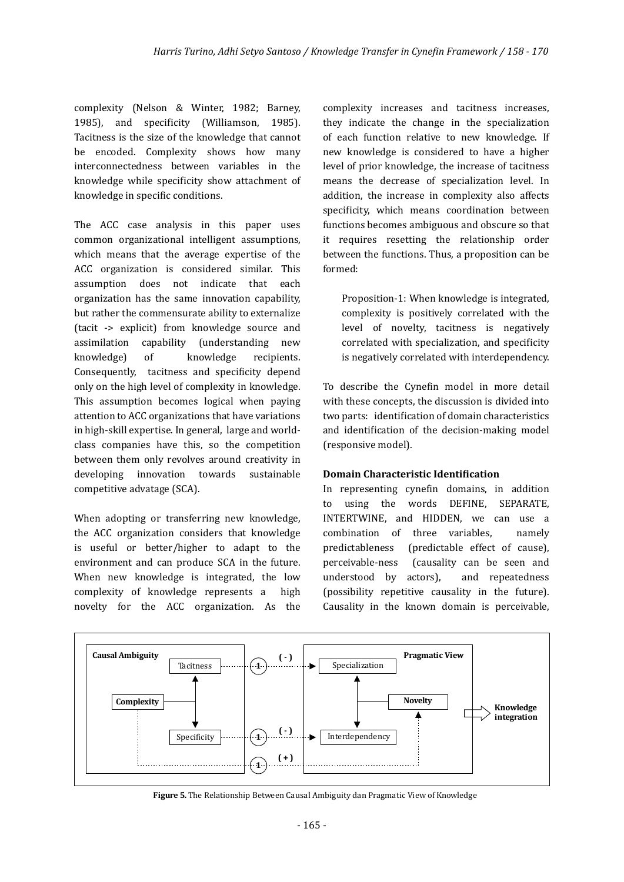complexity (Nelson & Winter, 1982; Barney, 1985), and specificity (Williamson, 1985). Tacitness is the size of the knowledge that cannot be encoded. Complexity shows how many interconnectedness between variables in the knowledge while specificity show attachment of knowledge in specific conditions.

The ACC case analysis in this paper uses common organizational intelligent assumptions, which means that the average expertise of the ACC organization is considered similar. This assumption does not indicate that each organization has the same innovation capability, but rather the commensurate ability to externalize (tacit -> explicit) from knowledge source and assimilation capability (understanding new knowledge) of knowledge recipients. Consequently, tacitness and specificity depend only on the high level of complexity in knowledge. This assumption becomes logical when paying attention to ACC organizations that have variations in high-skill expertise. In general, large and world-class companies have this, so the competition between them only revolves around creativity in developing innovation towards sustainable competitive advatage (SCA).

When adopting or transferring new knowledge, the ACC organization considers that knowledge is useful or better/higher to adapt to the environment and can produce SCA in the future. When new knowledge is integrated, the low complexity of knowledge represents a high novelty for the ACC organization. As the complexity increases and tacitness increases, they indicate the change in the specialization of each function relative to new knowledge. If new knowledge is considered to have a higher level of prior knowledge, the increase of tacitness means the decrease of specialization level. In addition, the increase in complexity also affects specificity, which means coordination between functions becomes ambiguous and obscure so that it requires resetting the relationship order between the functions. Thus, a proposition can be formed:

> Proposition-1: When knowledge is integrated, complexity is positively correlated with the level of novelty, tacitness is negatively correlated with specialization, and specificity is negatively correlated with interdependency.

To describe the Cynefin model in more detail with these concepts, the discussion is divided into two parts: identification of domain characteristics and identification of the decision-making model (responsive model).

**Domain Characteristic Identification**

In representing cynefin domains, in addition to using the words DEFINE, SEPARATE, INTERTWINE, and HIDDEN, we can use a combination of three variables, namely predictableness (predictable effect of cause), perceivable-ness (causality can be seen and understood by actors), and repeatedness (possibility repetitive causality in the future). Causality in the known domain is perceivable,

**Figure 5.** The Relationship Between Causal Ambiguity dan Pragmatic View of Knowledge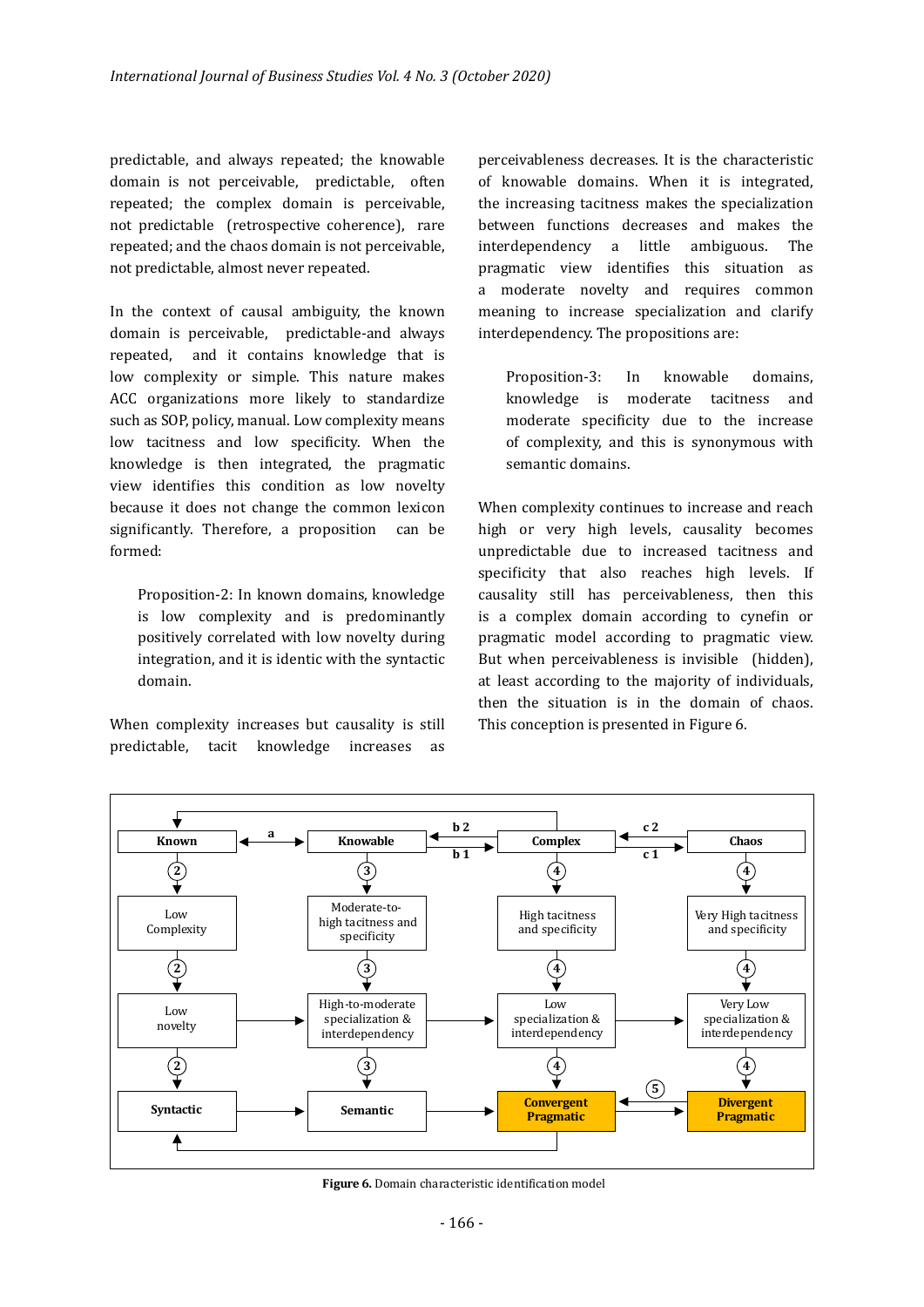predictable, and always repeated; the knowable domain is not perceivable, predictable, often repeated; the complex domain is perceivable, not predictable (retrospective coherence), rare repeated; and the chaos domain is not perceivable, not predictable, almost never repeated.

In the context of causal ambiguity, the known domain is perceivable, predictable-and always repeated, and it contains knowledge that is low complexity or simple. This nature makes ACC organizations more likely to standardize such as SOP, policy, manual. Low complexity means low tacitness and low specificity. When the knowledge is then integrated, the pragmatic view identifies this condition as low novelty because it does not change the common lexicon significantly. Therefore, a proposition can be formed:

> Proposition-2: In known domains, knowledge is low complexity and is predominantly positively correlated with low novelty during integration, and it is identic with the syntactic domain.

When complexity increases but causality is still predictable, tacit knowledge increases as perceivableness decreases. It is the characteristic of knowable domains. When it is integrated, the increasing tacitness makes the specialization between functions decreases and makes the interdependency a little ambiguous. The pragmatic view identifies this situation as a moderate novelty and requires common meaning to increase specialization and clarify interdependency. The propositions are:

> Proposition-3: In knowable domains, knowledge is moderate tacitness and moderate specificity due to the increase of complexity, and this is synonymous with semantic domains.

When complexity continues to increase and reach high or very high levels, causality becomes unpredictable due to increased tacitness and specificity that also reaches high levels. If causality still has perceivableness, then this is a complex domain according to cynefin or pragmatic model according to pragmatic view. But when perceivableness is invisible (hidden), at least according to the majority of individuals, then the situation is in the domain of chaos. This conception is presented in Figure 6.

**Figure 6.** Domain characteristic identification model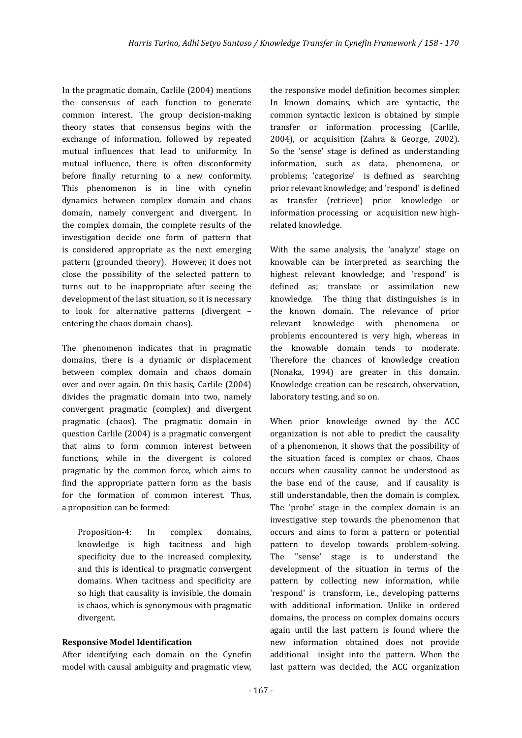In the pragmatic domain, Carlile (2004) mentions the consensus of each function to generate common interest. The group decision-making theory states that consensus begins with the exchange of information, followed by repeated mutual influences that lead to uniformity. In mutual influence, there is often disconformity before finally returning to a new conformity. This phenomenon is in line with cynefin dynamics between complex domain and chaos domain, namely convergent and divergent. In the complex domain, the complete results of the investigation decide one form of pattern that is considered appropriate as the next emerging pattern (grounded theory). However, it does not close the possibility of the selected pattern to turns out to be inappropriate after seeing the development of the last situation, so it is necessary to look for alternative patterns (divergent – entering the chaos domain chaos).

The phenomenon indicates that in pragmatic domains, there is a dynamic or displacement between complex domain and chaos domain over and over again. On this basis, Carlile (2004) divides the pragmatic domain into two, namely convergent pragmatic (complex) and divergent pragmatic (chaos). The pragmatic domain in question Carlile (2004) is a pragmatic convergent that aims to form common interest between functions, while in the divergent is colored pragmatic by the common force, which aims to find the appropriate pattern form as the basis for the formation of common interest. Thus, a proposition can be formed:

> Proposition-4: In complex domains, knowledge is high tacitness and high specificity due to the increased complexity, and this is identical to pragmatic convergent domains. When tacitness and specificity are so high that causality is invisible, the domain is chaos, which is synonymous with pragmatic divergent.

**Responsive Model Identification**

After identifying each domain on the Cynefin model with causal ambiguity and pragmatic view, the responsive model definition becomes simpler. In known domains, which are syntactic, the common syntactic lexicon is obtained by simple transfer or information processing (Carlile, 2004), or acquisition (Zahra & George, 2002). So the 'sense' stage is defined as understanding information, such as data, phenomena, or problems; 'categorize' is defined as searching prior relevant knowledge; and 'respond' is defined as transfer (retrieve) prior knowledge or information processing or acquisition new high-related knowledge.

With the same analysis, the 'analyze' stage on knowable can be interpreted as searching the highest relevant knowledge; and 'respond' is defined as; translate or assimilation new knowledge. The thing that distinguishes is in the known domain. The relevance of prior relevant knowledge with phenomena or problems encountered is very high, whereas in the knowable domain tends to moderate. Therefore the chances of knowledge creation (Nonaka, 1994) are greater in this domain. Knowledge creation can be research, observation, laboratory testing, and so on.

When prior knowledge owned by the ACC organization is not able to predict the causality of a phenomenon, it shows that the possibility of the situation faced is complex or chaos. Chaos occurs when causality cannot be understood as the base end of the cause, and if causality is still understandable, then the domain is complex. The 'probe' stage in the complex domain is an investigative step towards the phenomenon that occurs and aims to form a pattern or potential pattern to develop towards problem-solving. The ''sense' stage is to understand the development of the situation in terms of the pattern by collecting new information, while 'respond' is transform, i.e., developing patterns with additional information. Unlike in ordered domains, the process on complex domains occurs again until the last pattern is found where the new information obtained does not provide additional insight into the pattern. When the last pattern was decided, the ACC organization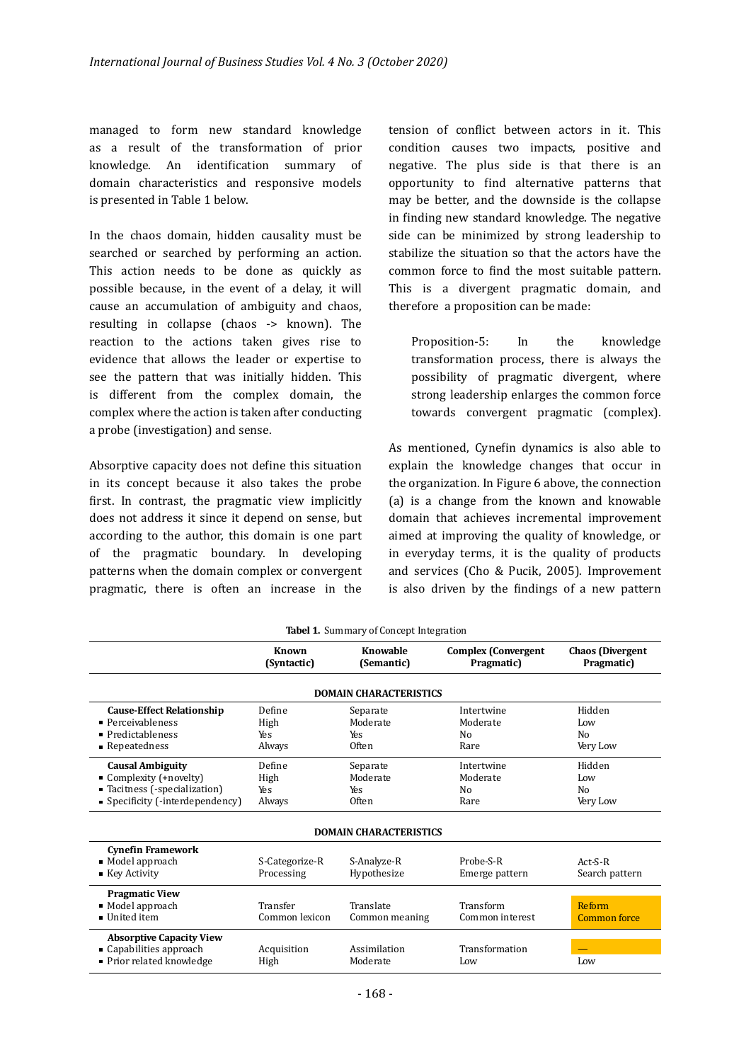managed to form new standard knowledge as a result of the transformation of prior knowledge. An identification summary of domain characteristics and responsive models is presented in Table 1 below.

In the chaos domain, hidden causality must be searched or searched by performing an action. This action needs to be done as quickly as possible because, in the event of a delay, it will cause an accumulation of ambiguity and chaos, resulting in collapse (chaos -> known). The reaction to the actions taken gives rise to evidence that allows the leader or expertise to see the pattern that was initially hidden. This is different from the complex domain, the complex where the action is taken after conducting a probe (investigation) and sense.

Absorptive capacity does not define this situation in its concept because it also takes the probe first. In contrast, the pragmatic view implicitly does not address it since it depend on sense, but according to the author, this domain is one part of the pragmatic boundary. In developing patterns when the domain complex or convergent pragmatic, there is often an increase in the tension of conflict between actors in it. This condition causes two impacts, positive and negative. The plus side is that there is an opportunity to find alternative patterns that may be better, and the downside is the collapse in finding new standard knowledge. The negative side can be minimized by strong leadership to stabilize the situation so that the actors have the common force to find the most suitable pattern. This is a divergent pragmatic domain, and therefore a proposition can be made:

> Proposition-5: In the knowledge transformation process, there is always the possibility of pragmatic divergent, where strong leadership enlarges the common force towards convergent pragmatic (complex).

As mentioned, Cynefin dynamics is also able to explain the knowledge changes that occur in the organization. In Figure 6 above, the connection (a) is a change from the known and knowable domain that achieves incremental improvement aimed at improving the quality of knowledge, or in everyday terms, it is the quality of products and services (Cho & Pucik, 2005). Improvement is also driven by the findings of a new pattern

**Tabel 1.** Summary of Concept Integration

| | Known (Syntactic) | Knowable (Semantic) | Complex (Convergent Pragmatic) | Chaos (Divergent Pragmatic) |
|---|---|---|---|---|
| **DOMAIN CHARACTERISTICS** | | | | |
| **Cause-Effect Relationship** | Define | Separate | Intertwine | Hidden |
| ▪ Perceivableness | High | Moderate | Moderate | Low |
| ▪ Predictableness | Yes | Yes | No | No |
| ▪ Repeatedness | Always | Often | Rare | Very Low |
| **Causal Ambiguity** | Define | Separate | Intertwine | Hidden |
| ▪ Complexity (+novelty) | High | Moderate | Moderate | Low |
| ▪ Tacitness (-specialization) | Yes | Yes | No | No |
| ▪ Specificity (-interdependency) | Always | Often | Rare | Very Low |
| **DOMAIN CHARACTERISTICS** | | | | |
| **Cynefin Framework** | | | | |
| ▪ Model approach | S-Categorize-R | S-Analyze-R | Probe-S-R | Act-S-R |
| ▪ Key Activity | Processing | Hypothesize | Emerge pattern | Search pattern |
| **Pragmatic View** | | | | |
| ▪ Model approach | Transfer | Translate | Transform | Reform |
| ▪ United item | Common lexicon | Common meaning | Common interest | Common force |
| **Absorptive Capacity View** | | | | |
| ▪ Capabilities approach | Acquisition | Assimilation | Transformation | — |
| ▪ Prior related knowledge | High | Moderate | Low | Low |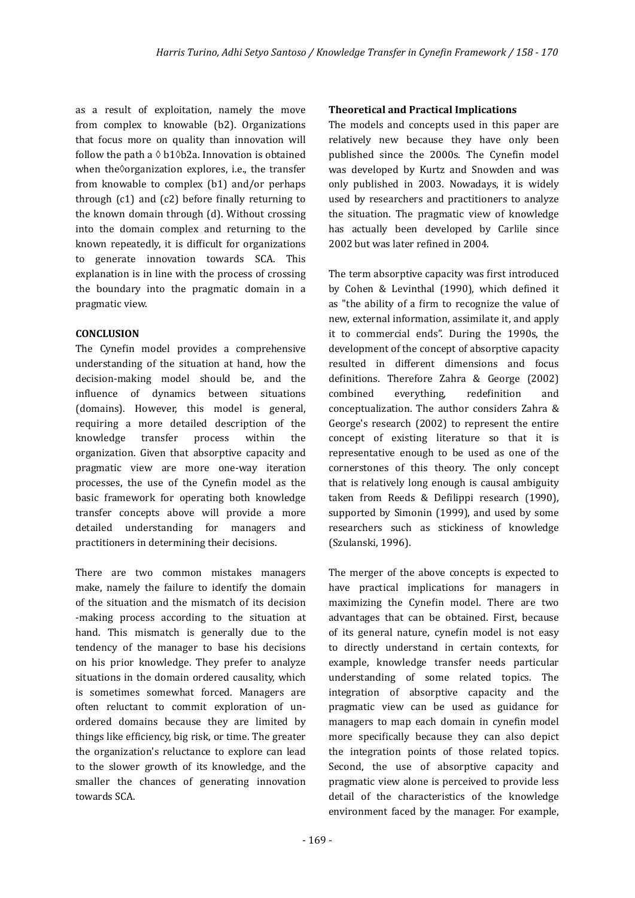as a result of exploitation, namely the move from complex to knowable (b2). Organizations that focus more on quality than innovation will follow the path a ◊ b1◊b2a. Innovation is obtained when the◊organization explores, i.e., the transfer from knowable to complex (b1) and/or perhaps through (c1) and (c2) before finally returning to the known domain through (d). Without crossing into the domain complex and returning to the known repeatedly, it is difficult for organizations to generate innovation towards SCA. This explanation is in line with the process of crossing the boundary into the pragmatic domain in a pragmatic view.

## CONCLUSION

The Cynefin model provides a comprehensive understanding of the situation at hand, how the decision-making model should be, and the influence of dynamics between situations (domains). However, this model is general, requiring a more detailed description of the knowledge transfer process within the organization. Given that absorptive capacity and pragmatic view are more one-way iteration processes, the use of the Cynefin model as the basic framework for operating both knowledge transfer concepts above will provide a more detailed understanding for managers and practitioners in determining their decisions.

There are two common mistakes managers make, namely the failure to identify the domain of the situation and the mismatch of its decision -making process according to the situation at hand. This mismatch is generally due to the tendency of the manager to base his decisions on his prior knowledge. They prefer to analyze situations in the domain ordered causality, which is sometimes somewhat forced. Managers are often reluctant to commit exploration of un-ordered domains because they are limited by things like efficiency, big risk, or time. The greater the organization's reluctance to explore can lead to the slower growth of its knowledge, and the smaller the chances of generating innovation towards SCA.

**Theoretical and Practical Implications**

The models and concepts used in this paper are relatively new because they have only been published since the 2000s. The Cynefin model was developed by Kurtz and Snowden and was only published in 2003. Nowadays, it is widely used by researchers and practitioners to analyze the situation. The pragmatic view of knowledge has actually been developed by Carlile since 2002 but was later refined in 2004.

The term absorptive capacity was first introduced by Cohen & Levinthal (1990), which defined it as "the ability of a firm to recognize the value of new, external information, assimilate it, and apply it to commercial ends". During the 1990s, the development of the concept of absorptive capacity resulted in different dimensions and focus definitions. Therefore Zahra & George (2002) combined everything, redefinition and conceptualization. The author considers Zahra & George's research (2002) to represent the entire concept of existing literature so that it is representative enough to be used as one of the cornerstones of this theory. The only concept that is relatively long enough is causal ambiguity taken from Reeds & Defilippi research (1990), supported by Simonin (1999), and used by some researchers such as stickiness of knowledge (Szulanski, 1996).

The merger of the above concepts is expected to have practical implications for managers in maximizing the Cynefin model. There are two advantages that can be obtained. First, because of its general nature, cynefin model is not easy to directly understand in certain contexts, for example, knowledge transfer needs particular understanding of some related topics. The integration of absorptive capacity and the pragmatic view can be used as guidance for managers to map each domain in cynefin model more specifically because they can also depict the integration points of those related topics. Second, the use of absorptive capacity and pragmatic view alone is perceived to provide less detail of the characteristics of the knowledge environment faced by the manager. For example,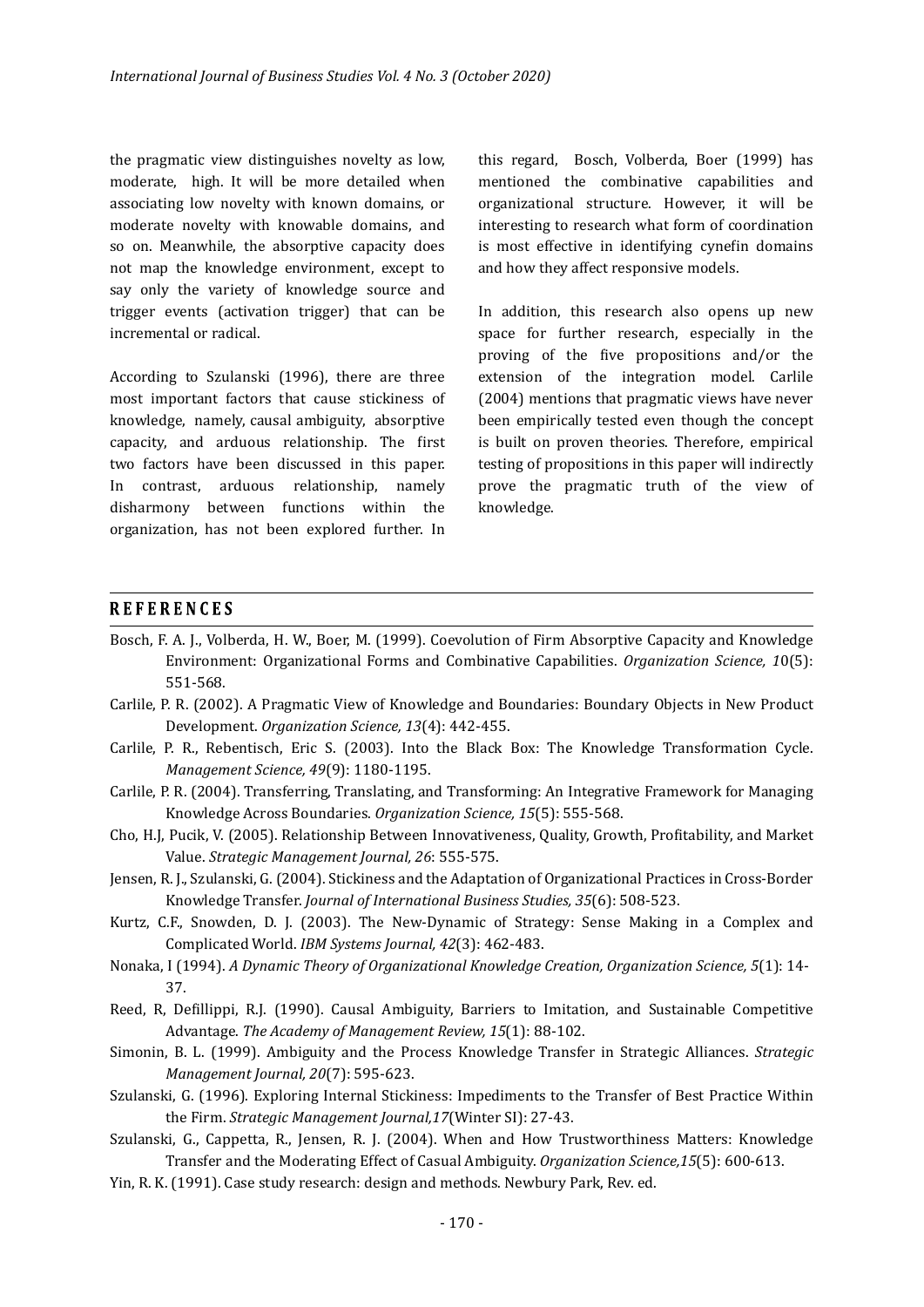the pragmatic view distinguishes novelty as low, moderate, high. It will be more detailed when associating low novelty with known domains, or moderate novelty with knowable domains, and so on. Meanwhile, the absorptive capacity does not map the knowledge environment, except to say only the variety of knowledge source and trigger events (activation trigger) that can be incremental or radical.

According to Szulanski (1996), there are three most important factors that cause stickiness of knowledge, namely, causal ambiguity, absorptive capacity, and arduous relationship. The first two factors have been discussed in this paper. In contrast, arduous relationship, namely disharmony between functions within the organization, has not been explored further. In this regard, Bosch, Volberda, Boer (1999) has mentioned the combinative capabilities and organizational structure. However, it will be interesting to research what form of coordination is most effective in identifying cynefin domains and how they affect responsive models.

In addition, this research also opens up new space for further research, especially in the proving of the five propositions and/or the extension of the integration model. Carlile (2004) mentions that pragmatic views have never been empirically tested even though the concept is built on proven theories. Therefore, empirical testing of propositions in this paper will indirectly prove the pragmatic truth of the view of knowledge.

## REFERENCES

Bosch, F. A. J., Volberda, H. W., Boer, M. (1999). Coevolution of Firm Absorptive Capacity and Knowledge Environment: Organizational Forms and Combinative Capabilities. *Organization Science, 10*(5): 551-568.

Carlile, P. R. (2002). A Pragmatic View of Knowledge and Boundaries: Boundary Objects in New Product Development. *Organization Science, 13*(4): 442-455.

Carlile, P. R., Rebentisch, Eric S. (2003). Into the Black Box: The Knowledge Transformation Cycle. *Management Science, 49*(9): 1180-1195.

Carlile, P. R. (2004). Transferring, Translating, and Transforming: An Integrative Framework for Managing Knowledge Across Boundaries. *Organization Science, 15*(5): 555-568.

Cho, H.J, Pucik, V. (2005). Relationship Between Innovativeness, Quality, Growth, Profitability, and Market Value. *Strategic Management Journal, 26*: 555-575.

Jensen, R. J., Szulanski, G. (2004). Stickiness and the Adaptation of Organizational Practices in Cross-Border Knowledge Transfer. *Journal of International Business Studies, 35*(6): 508-523.

Kurtz, C.F., Snowden, D. J. (2003). The New-Dynamic of Strategy: Sense Making in a Complex and Complicated World. *IBM Systems Journal, 42*(3): 462-483.

Nonaka, I (1994). *A Dynamic Theory of Organizational Knowledge Creation, Organization Science, 5*(1): 14-37.

Reed, R, Defillippi, R.J. (1990). Causal Ambiguity, Barriers to Imitation, and Sustainable Competitive Advantage. *The Academy of Management Review, 15*(1): 88-102.

Simonin, B. L. (1999). Ambiguity and the Process Knowledge Transfer in Strategic Alliances. *Strategic Management Journal, 20*(7): 595-623.

Szulanski, G. (1996). Exploring Internal Stickiness: Impediments to the Transfer of Best Practice Within the Firm. *Strategic Management Journal,17*(Winter SI): 27-43.

Szulanski, G., Cappetta, R., Jensen, R. J. (2004). When and How Trustworthiness Matters: Knowledge Transfer and the Moderating Effect of Casual Ambiguity. *Organization Science,15*(5): 600-613.

Yin, R. K. (1991). Case study research: design and methods. Newbury Park, Rev. ed.